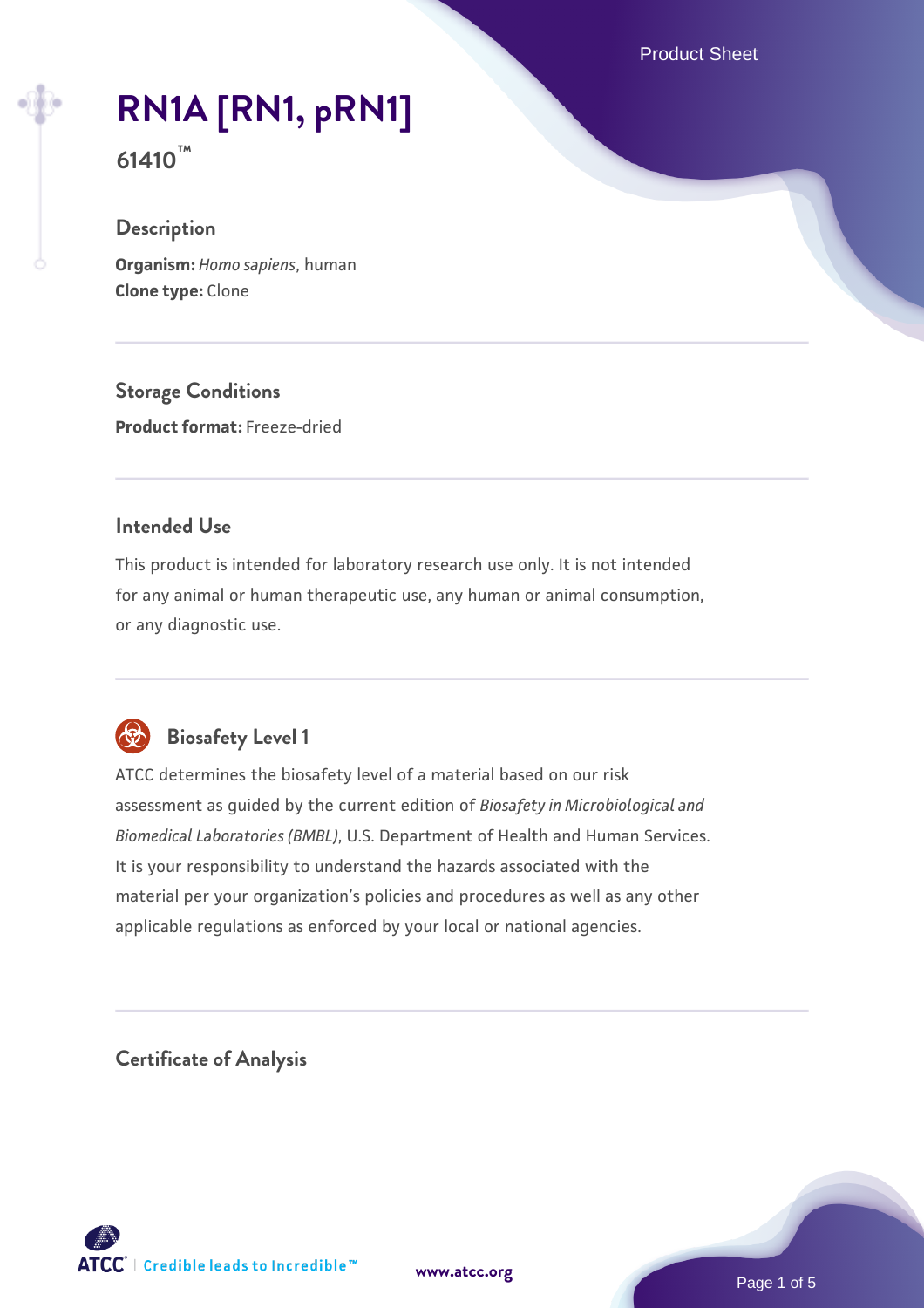# RN1A [RN1, pRN1]

**61410™**

## Description

**Organism:** *Homo sapiens*, human
**Clone type:** Clone

## Storage Conditions

**Product format:** Freeze-dried

## Intended Use

This product is intended for laboratory research use only. It is not intended for any animal or human therapeutic use, any human or animal consumption, or any diagnostic use.

## Biosafety Level 1

ATCC determines the biosafety level of a material based on our risk assessment as guided by the current edition of *Biosafety in Microbiological and Biomedical Laboratories (BMBL)*, U.S. Department of Health and Human Services. It is your responsibility to understand the hazards associated with the material per your organization's policies and procedures as well as any other applicable regulations as enforced by your local or national agencies.

## Certificate of Analysis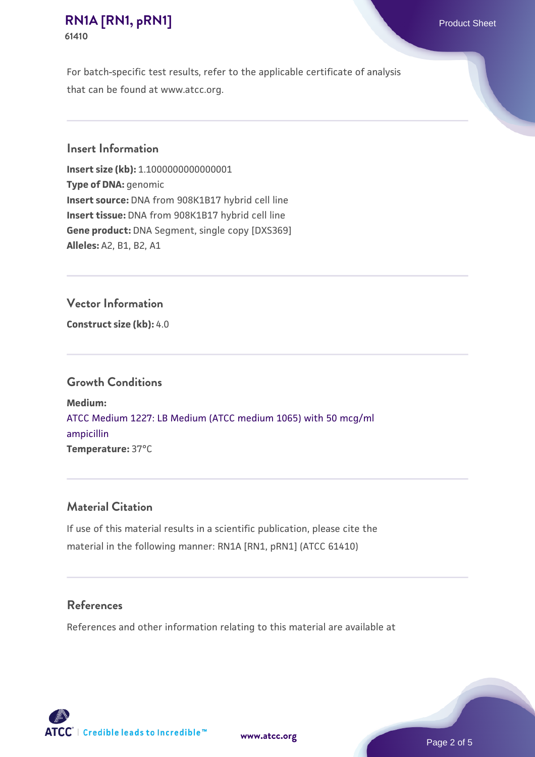For batch-specific test results, refer to the applicable certificate of analysis that can be found at www.atcc.org.

## Insert Information

**Insert size (kb):** 1.1000000000000001
**Type of DNA:** genomic
**Insert source:** DNA from 908K1B17 hybrid cell line
**Insert tissue:** DNA from 908K1B17 hybrid cell line
**Gene product:** DNA Segment, single copy [DXS369]
**Alleles:** A2, B1, B2, A1

## Vector Information

**Construct size (kb):** 4.0

## Growth Conditions

**Medium:**
ATCC Medium 1227: LB Medium (ATCC medium 1065) with 50 mcg/ml ampicillin
**Temperature:** 37°C

## Material Citation

If use of this material results in a scientific publication, please cite the material in the following manner: RN1A [RN1, pRN1] (ATCC 61410)

## References

References and other information relating to this material are available at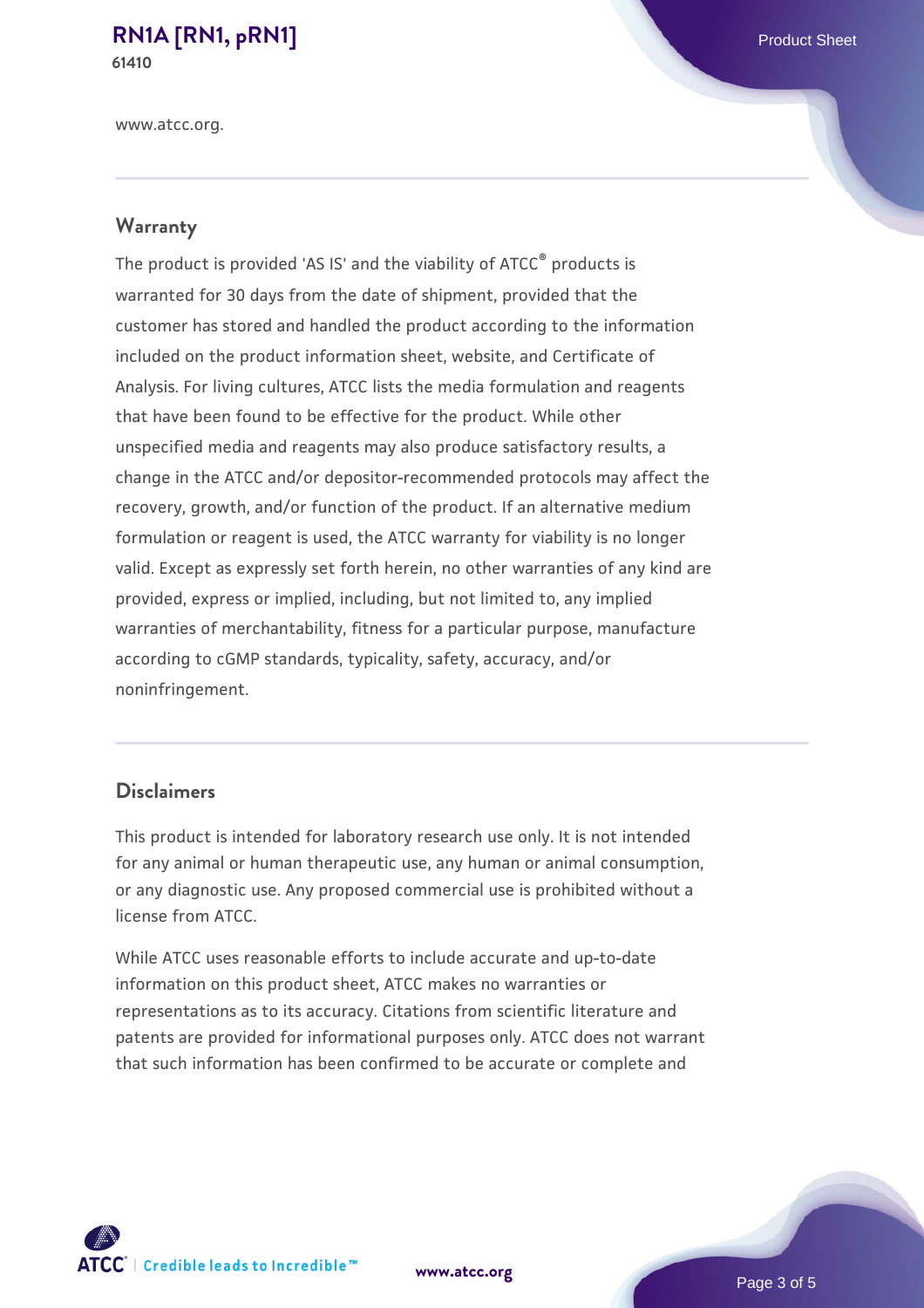www.atcc.org.

## Warranty

The product is provided 'AS IS' and the viability of ATCC® products is warranted for 30 days from the date of shipment, provided that the customer has stored and handled the product according to the information included on the product information sheet, website, and Certificate of Analysis. For living cultures, ATCC lists the media formulation and reagents that have been found to be effective for the product. While other unspecified media and reagents may also produce satisfactory results, a change in the ATCC and/or depositor-recommended protocols may affect the recovery, growth, and/or function of the product. If an alternative medium formulation or reagent is used, the ATCC warranty for viability is no longer valid. Except as expressly set forth herein, no other warranties of any kind are provided, express or implied, including, but not limited to, any implied warranties of merchantability, fitness for a particular purpose, manufacture according to cGMP standards, typicality, safety, accuracy, and/or noninfringement.

## Disclaimers

This product is intended for laboratory research use only. It is not intended for any animal or human therapeutic use, any human or animal consumption, or any diagnostic use. Any proposed commercial use is prohibited without a license from ATCC.

While ATCC uses reasonable efforts to include accurate and up-to-date information on this product sheet, ATCC makes no warranties or representations as to its accuracy. Citations from scientific literature and patents are provided for informational purposes only. ATCC does not warrant that such information has been confirmed to be accurate or complete and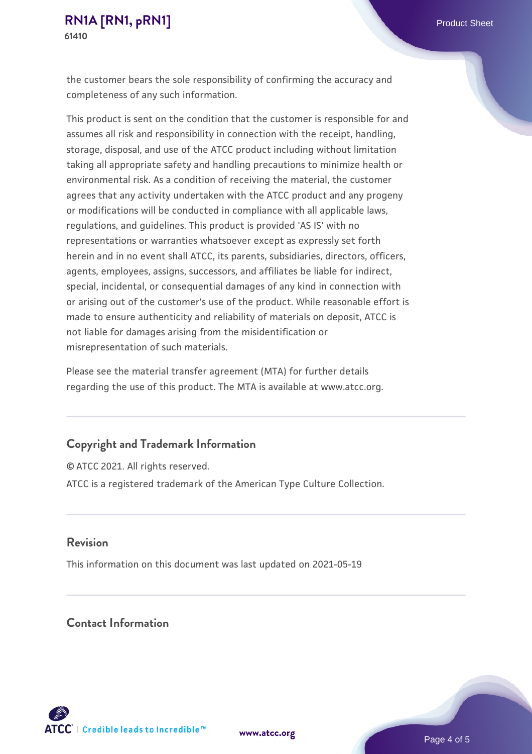the customer bears the sole responsibility of confirming the accuracy and completeness of any such information.

This product is sent on the condition that the customer is responsible for and assumes all risk and responsibility in connection with the receipt, handling, storage, disposal, and use of the ATCC product including without limitation taking all appropriate safety and handling precautions to minimize health or environmental risk. As a condition of receiving the material, the customer agrees that any activity undertaken with the ATCC product and any progeny or modifications will be conducted in compliance with all applicable laws, regulations, and guidelines. This product is provided 'AS IS' with no representations or warranties whatsoever except as expressly set forth herein and in no event shall ATCC, its parents, subsidiaries, directors, officers, agents, employees, assigns, successors, and affiliates be liable for indirect, special, incidental, or consequential damages of any kind in connection with or arising out of the customer's use of the product. While reasonable effort is made to ensure authenticity and reliability of materials on deposit, ATCC is not liable for damages arising from the misidentification or misrepresentation of such materials.

Please see the material transfer agreement (MTA) for further details regarding the use of this product. The MTA is available at www.atcc.org.

## Copyright and Trademark Information

© ATCC 2021. All rights reserved.

ATCC is a registered trademark of the American Type Culture Collection.

## Revision

This information on this document was last updated on 2021-05-19

## Contact Information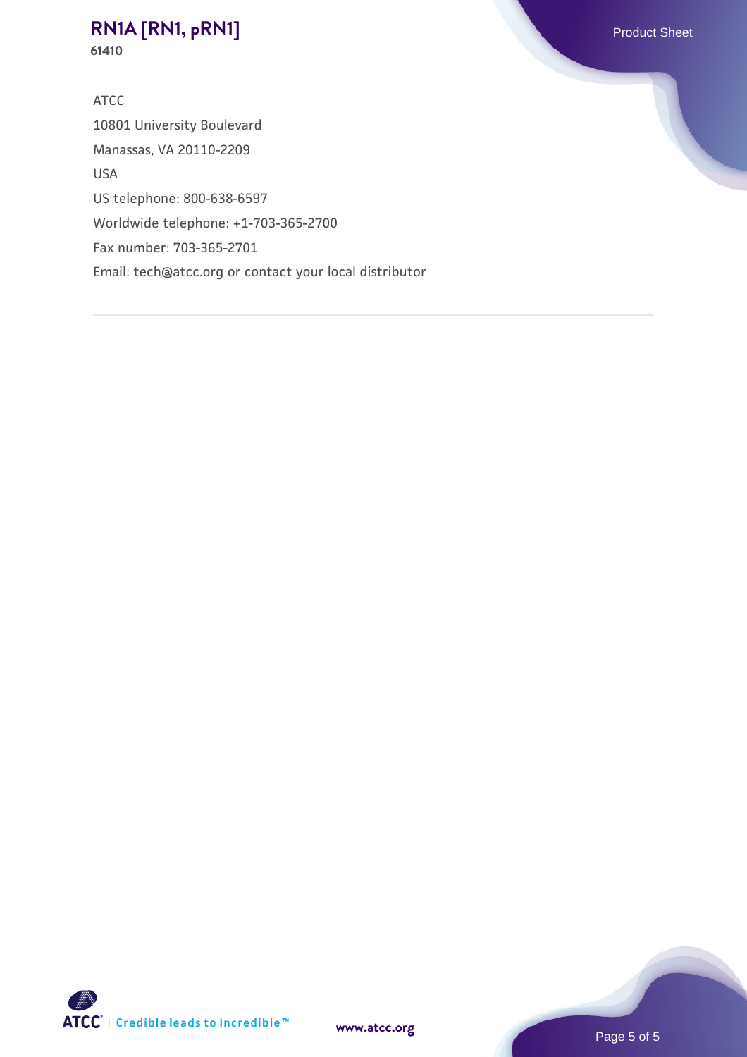ATCC

10801 University Boulevard

Manassas, VA 20110-2209

USA

US telephone: 800-638-6597

Worldwide telephone: +1-703-365-2700

Fax number: 703-365-2701

Email: tech@atcc.org or contact your local distributor